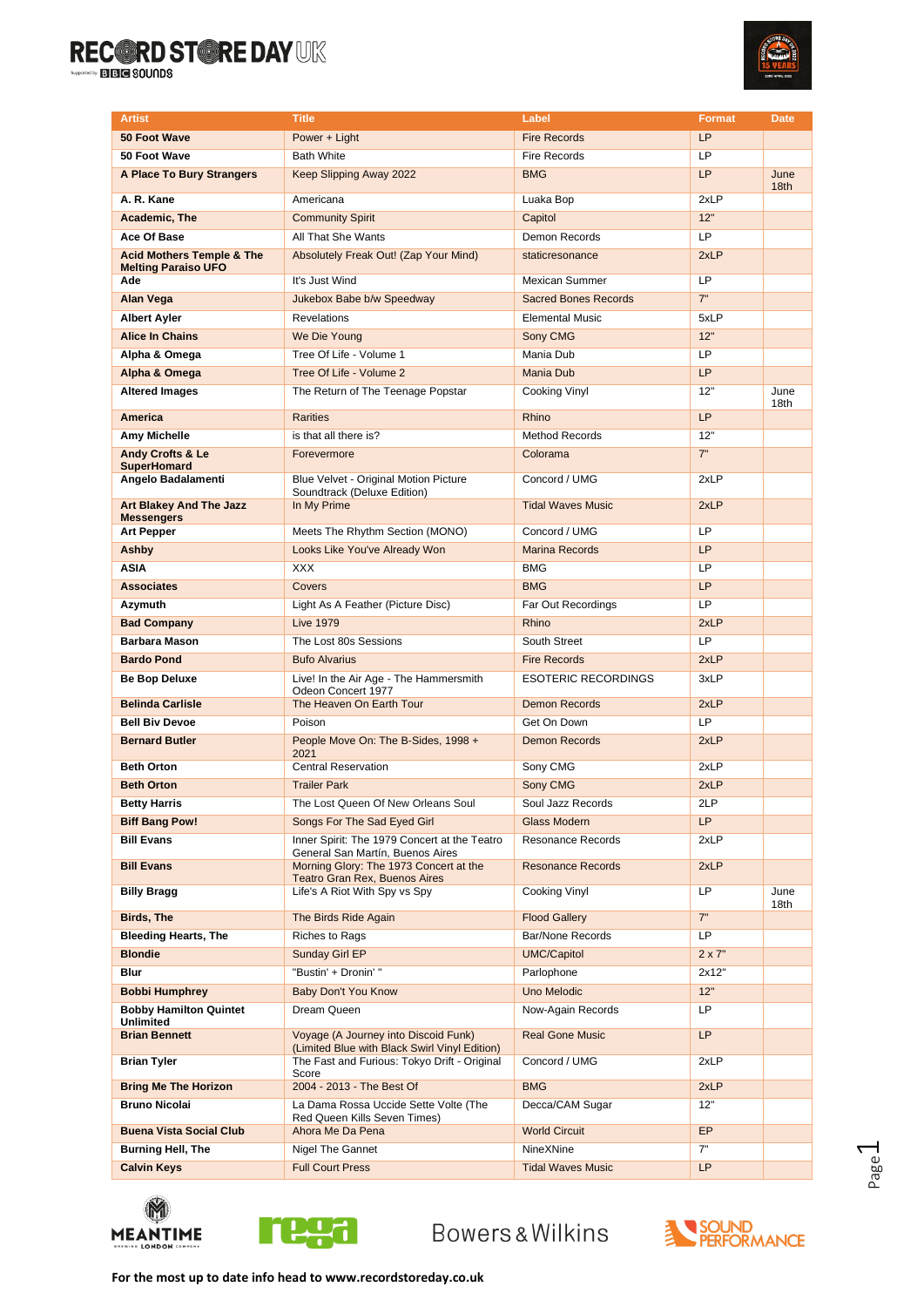| Artist | Title | Label | Format | Date |
|---|---|---|---|---|
| **50 Foot Wave** | Power + Light | Fire Records | LP | |
| **50 Foot Wave** | Bath White | Fire Records | LP | |
| **A Place To Bury Strangers** | Keep Slipping Away 2022 | BMG | LP | June 18th |
| **A. R. Kane** | Americana | Luaka Bop | 2xLP | |
| **Academic, The** | Community Spirit | Capitol | 12" | |
| **Ace Of Base** | All That She Wants | Demon Records | LP | |
| **Acid Mothers Temple & The Melting Paraiso UFO** | Absolutely Freak Out! (Zap Your Mind) | staticresonance | 2xLP | |
| **Ade** | It's Just Wind | Mexican Summer | LP | |
| **Alan Vega** | Jukebox Babe b/w Speedway | Sacred Bones Records | 7" | |
| **Albert Ayler** | Revelations | Elemental Music | 5xLP | |
| **Alice In Chains** | We Die Young | Sony CMG | 12" | |
| **Alpha & Omega** | Tree Of Life - Volume 1 | Mania Dub | LP | |
| **Alpha & Omega** | Tree Of Life - Volume 2 | Mania Dub | LP | |
| **Altered Images** | The Return of The Teenage Popstar | Cooking Vinyl | 12" | June 18th |
| **America** | Rarities | Rhino | LP | |
| **Amy Michelle** | is that all there is? | Method Records | 12" | |
| **Andy Crofts & Le SuperHomard** | Forevermore | Colorama | 7" | |
| **Angelo Badalamenti** | Blue Velvet - Original Motion Picture Soundtrack (Deluxe Edition) | Concord / UMG | 2xLP | |
| **Art Blakey And The Jazz Messengers** | In My Prime | Tidal Waves Music | 2xLP | |
| **Art Pepper** | Meets The Rhythm Section (MONO) | Concord / UMG | LP | |
| **Ashby** | Looks Like You've Already Won | Marina Records | LP | |
| **ASIA** | XXX | BMG | LP | |
| **Associates** | Covers | BMG | LP | |
| **Azymuth** | Light As A Feather (Picture Disc) | Far Out Recordings | LP | |
| **Bad Company** | Live 1979 | Rhino | 2xLP | |
| **Barbara Mason** | The Lost 80s Sessions | South Street | LP | |
| **Bardo Pond** | Bufo Alvarius | Fire Records | 2xLP | |
| **Be Bop Deluxe** | Live! In the Air Age - The Hammersmith Odeon Concert 1977 | ESOTERIC RECORDINGS | 3xLP | |
| **Belinda Carlisle** | The Heaven On Earth Tour | Demon Records | 2xLP | |
| **Bell Biv Devoe** | Poison | Get On Down | LP | |
| **Bernard Butler** | People Move On: The B-Sides, 1998 + 2021 | Demon Records | 2xLP | |
| **Beth Orton** | Central Reservation | Sony CMG | 2xLP | |
| **Beth Orton** | Trailer Park | Sony CMG | 2xLP | |
| **Betty Harris** | The Lost Queen Of New Orleans Soul | Soul Jazz Records | 2LP | |
| **Biff Bang Pow!** | Songs For The Sad Eyed Girl | Glass Modern | LP | |
| **Bill Evans** | Inner Spirit: The 1979 Concert at the Teatro General San Martín, Buenos Aires | Resonance Records | 2xLP | |
| **Bill Evans** | Morning Glory: The 1973 Concert at the Teatro Gran Rex, Buenos Aires | Resonance Records | 2xLP | |
| **Billy Bragg** | Life's A Riot With Spy vs Spy | Cooking Vinyl | LP | June 18th |
| **Birds, The** | The Birds Ride Again | Flood Gallery | 7" | |
| **Bleeding Hearts, The** | Riches to Rags | Bar/None Records | LP | |
| **Blondie** | Sunday Girl EP | UMC/Capitol | 2 x 7" | |
| **Blur** | "Bustin' + Dronin' " | Parlophone | 2x12" | |
| **Bobbi Humphrey** | Baby Don't You Know | Uno Melodic | 12" | |
| **Bobby Hamilton Quintet Unlimited** | Dream Queen | Now-Again Records | LP | |
| **Brian Bennett** | Voyage (A Journey into Discoid Funk) (Limited Blue with Black Swirl Vinyl Edition) | Real Gone Music | LP | |
| **Brian Tyler** | The Fast and Furious: Tokyo Drift - Original Score | Concord / UMG | 2xLP | |
| **Bring Me The Horizon** | 2004 - 2013 - The Best Of | BMG | 2xLP | |
| **Bruno Nicolai** | La Dama Rossa Uccide Sette Volte (The Red Queen Kills Seven Times) | Decca/CAM Sugar | 12" | |
| **Buena Vista Social Club** | Ahora Me Da Pena | World Circuit | EP | |
| **Burning Hell, The** | Nigel The Gannet | NineXNine | 7" | |
| **Calvin Keys** | Full Court Press | Tidal Waves Music | LP | |

For the most up to date info head to www.recordstoreday.co.uk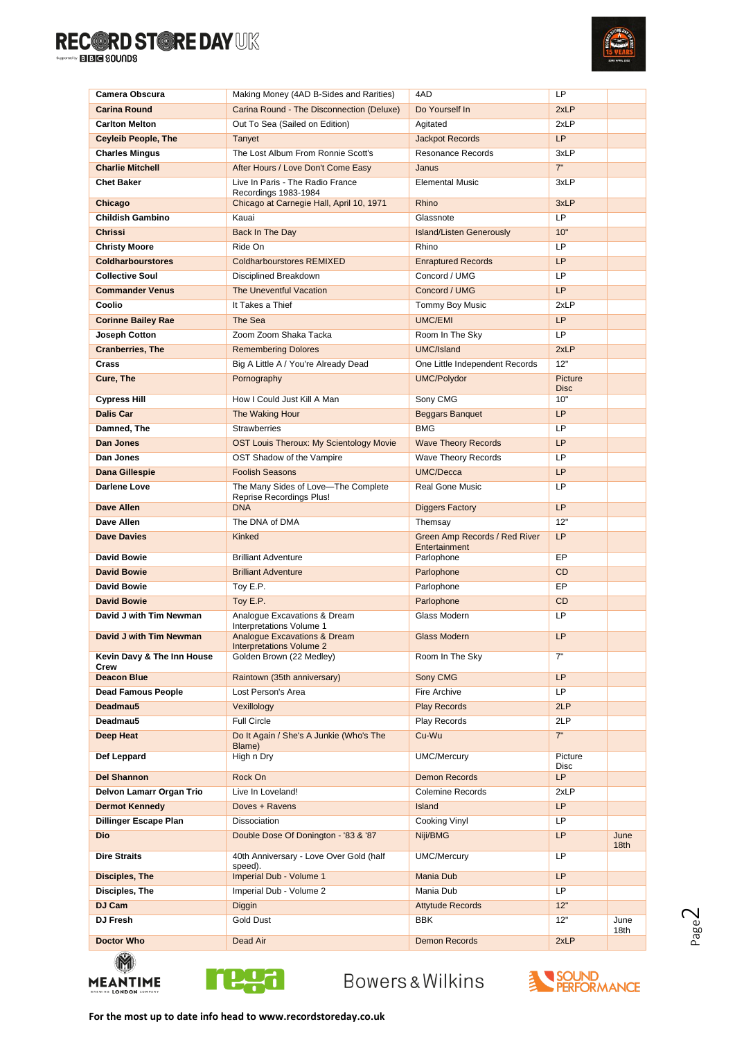| | | | | |
|---|---|---|---|---|
| **Camera Obscura** | Making Money (4AD B-Sides and Rarities) | 4AD | LP | |
| **Carina Round** | Carina Round - The Disconnection (Deluxe) | Do Yourself In | 2xLP | |
| **Carlton Melton** | Out To Sea (Sailed on Edition) | Agitated | 2xLP | |
| **Ceyleib People, The** | Tanyet | Jackpot Records | LP | |
| **Charles Mingus** | The Lost Album From Ronnie Scott's | Resonance Records | 3xLP | |
| **Charlie Mitchell** | After Hours / Love Don't Come Easy | Janus | 7" | |
| **Chet Baker** | Live In Paris - The Radio France Recordings 1983-1984 | Elemental Music | 3xLP | |
| **Chicago** | Chicago at Carnegie Hall, April 10, 1971 | Rhino | 3xLP | |
| **Childish Gambino** | Kauai | Glassnote | LP | |
| **Chrissi** | Back In The Day | Island/Listen Generously | 10" | |
| **Christy Moore** | Ride On | Rhino | LP | |
| **Coldharbourstores** | Coldharbourstores REMIXED | Enraptured Records | LP | |
| **Collective Soul** | Disciplined Breakdown | Concord / UMG | LP | |
| **Commander Venus** | The Uneventful Vacation | Concord / UMG | LP | |
| **Coolio** | It Takes a Thief | Tommy Boy Music | 2xLP | |
| **Corinne Bailey Rae** | The Sea | UMC/EMI | LP | |
| **Joseph Cotton** | Zoom Zoom Shaka Tacka | Room In The Sky | LP | |
| **Cranberries, The** | Remembering Dolores | UMC/Island | 2xLP | |
| **Crass** | Big A Little A / You're Already Dead | One Little Independent Records | 12" | |
| **Cure, The** | Pornography | UMC/Polydor | Picture Disc | |
| **Cypress Hill** | How I Could Just Kill A Man | Sony CMG | 10" | |
| **Dalis Car** | The Waking Hour | Beggars Banquet | LP | |
| **Damned, The** | Strawberries | BMG | LP | |
| **Dan Jones** | OST Louis Theroux: My Scientology Movie | Wave Theory Records | LP | |
| **Dan Jones** | OST Shadow of the Vampire | Wave Theory Records | LP | |
| **Dana Gillespie** | Foolish Seasons | UMC/Decca | LP | |
| **Darlene Love** | The Many Sides of Love—The Complete Reprise Recordings Plus! | Real Gone Music | LP | |
| **Dave Allen** | DNA | Diggers Factory | LP | |
| **Dave Allen** | The DNA of DMA | Themsay | 12" | |
| **Dave Davies** | Kinked | Green Amp Records / Red River Entertainment | LP | |
| **David Bowie** | Brilliant Adventure | Parlophone | EP | |
| **David Bowie** | Brilliant Adventure | Parlophone | CD | |
| **David Bowie** | Toy E.P. | Parlophone | EP | |
| **David Bowie** | Toy E.P. | Parlophone | CD | |
| **David J with Tim Newman** | Analogue Excavations & Dream Interpretations Volume 1 | Glass Modern | LP | |
| **David J with Tim Newman** | Analogue Excavations & Dream Interpretations Volume 2 | Glass Modern | LP | |
| **Kevin Davy & The Inn House Crew** | Golden Brown (22 Medley) | Room In The Sky | 7" | |
| **Deacon Blue** | Raintown (35th anniversary) | Sony CMG | LP | |
| **Dead Famous People** | Lost Person's Area | Fire Archive | LP | |
| **Deadmau5** | Vexillology | Play Records | 2LP | |
| **Deadmau5** | Full Circle | Play Records | 2LP | |
| **Deep Heat** | Do It Again / She's A Junkie (Who's The Blame) | Cu-Wu | 7" | |
| **Def Leppard** | High n Dry | UMC/Mercury | Picture Disc | |
| **Del Shannon** | Rock On | Demon Records | LP | |
| **Delvon Lamarr Organ Trio** | Live In Loveland! | Colemine Records | 2xLP | |
| **Dermot Kennedy** | Doves + Ravens | Island | LP | |
| **Dillinger Escape Plan** | Dissociation | Cooking Vinyl | LP | |
| **Dio** | Double Dose Of Donington - '83 & '87 | Niji/BMG | LP | June 18th |
| **Dire Straits** | 40th Anniversary - Love Over Gold (half speed). | UMC/Mercury | LP | |
| **Disciples, The** | Imperial Dub - Volume 1 | Mania Dub | LP | |
| **Disciples, The** | Imperial Dub - Volume 2 | Mania Dub | LP | |
| **DJ Cam** | Diggin | Attytude Records | 12" | |
| **DJ Fresh** | Gold Dust | BBK | 12" | June 18th |
| **Doctor Who** | Dead Air | Demon Records | 2xLP | |

For the most up to date info head to www.recordstoreday.co.uk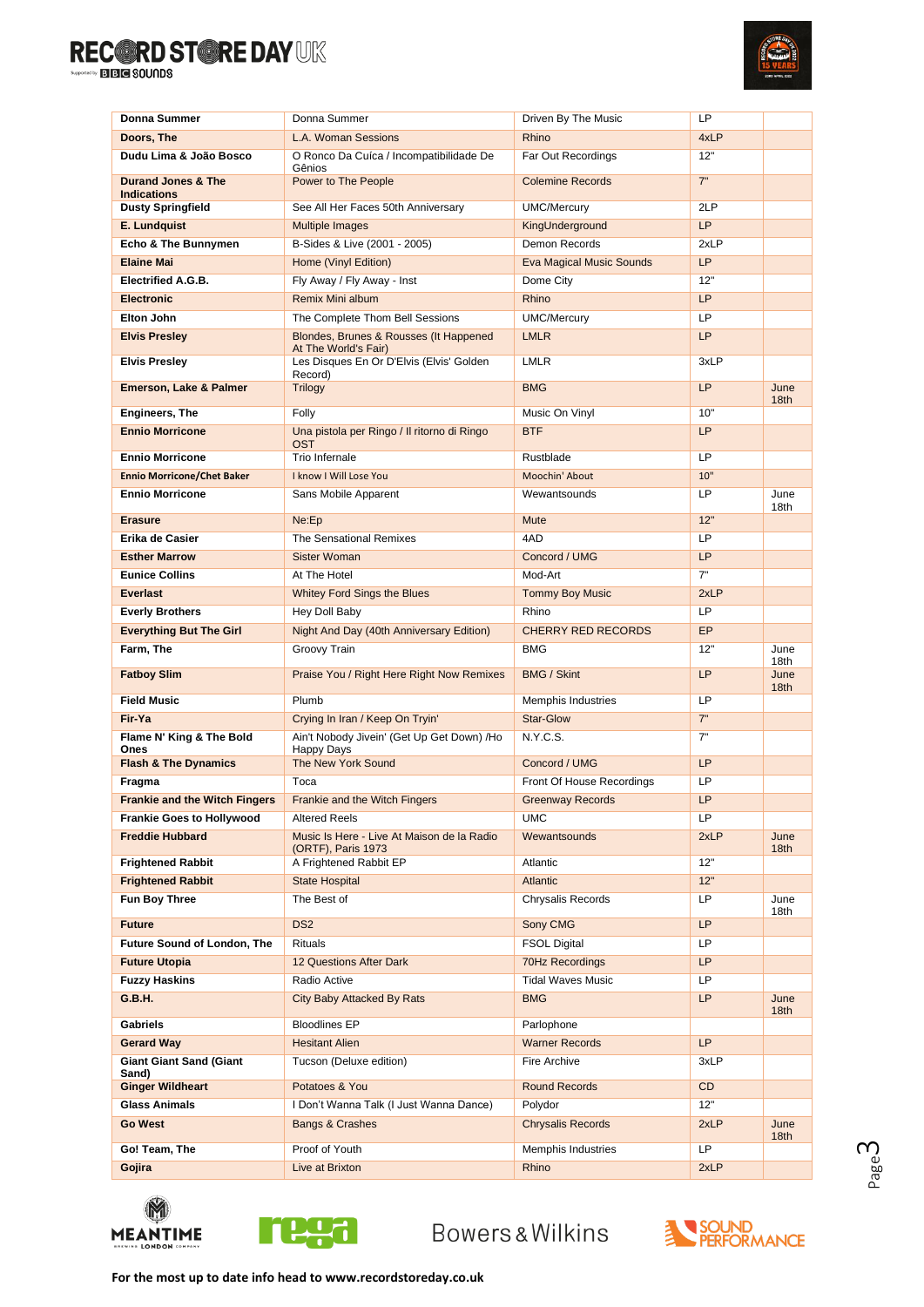| | | | | |
|---|---|---|---|---|
| **Donna Summer** | Donna Summer | Driven By The Music | LP | |
| **Doors, The** | L.A. Woman Sessions | Rhino | 4xLP | |
| **Dudu Lima & João Bosco** | O Ronco Da Cuíca / Incompatibilidade De Gênios | Far Out Recordings | 12" | |
| **Durand Jones & The Indications** | Power to The People | Colemine Records | 7" | |
| **Dusty Springfield** | See All Her Faces 50th Anniversary | UMC/Mercury | 2LP | |
| **E. Lundquist** | Multiple Images | KingUnderground | LP | |
| **Echo & The Bunnymen** | B-Sides & Live (2001 - 2005) | Demon Records | 2xLP | |
| **Elaine Mai** | Home (Vinyl Edition) | Eva Magical Music Sounds | LP | |
| **Electrified A.G.B.** | Fly Away / Fly Away - Inst | Dome City | 12" | |
| **Electronic** | Remix Mini album | Rhino | LP | |
| **Elton John** | The Complete Thom Bell Sessions | UMC/Mercury | LP | |
| **Elvis Presley** | Blondes, Brunes & Rousses (It Happened At The World's Fair) | LMLR | LP | |
| **Elvis Presley** | Les Disques En Or D'Elvis (Elvis' Golden Record) | LMLR | 3xLP | |
| **Emerson, Lake & Palmer** | Trilogy | BMG | LP | June 18th |
| **Engineers, The** | Folly | Music On Vinyl | 10" | |
| **Ennio Morricone** | Una pistola per Ringo / Il ritorno di Ringo OST | BTF | LP | |
| **Ennio Morricone** | Trio Infernale | Rustblade | LP | |
| **Ennio Morricone/Chet Baker** | I know I Will Lose You | Moochin' About | 10" | |
| **Ennio Morricone** | Sans Mobile Apparent | Wewantsounds | LP | June 18th |
| **Erasure** | Ne:Ep | Mute | 12" | |
| **Erika de Casier** | The Sensational Remixes | 4AD | LP | |
| **Esther Marrow** | Sister Woman | Concord / UMG | LP | |
| **Eunice Collins** | At The Hotel | Mod-Art | 7" | |
| **Everlast** | Whitey Ford Sings the Blues | Tommy Boy Music | 2xLP | |
| **Everly Brothers** | Hey Doll Baby | Rhino | LP | |
| **Everything But The Girl** | Night And Day (40th Anniversary Edition) | CHERRY RED RECORDS | EP | |
| **Farm, The** | Groovy Train | BMG | 12" | June 18th |
| **Fatboy Slim** | Praise You / Right Here Right Now Remixes | BMG / Skint | LP | June 18th |
| **Field Music** | Plumb | Memphis Industries | LP | |
| **Fir-Ya** | Crying In Iran / Keep On Tryin' | Star-Glow | 7" | |
| **Flame N' King & The Bold Ones** | Ain't Nobody Jivein' (Get Up Get Down) /Ho Happy Days | N.Y.C.S. | 7" | |
| **Flash & The Dynamics** | The New York Sound | Concord / UMG | LP | |
| **Fragma** | Toca | Front Of House Recordings | LP | |
| **Frankie and the Witch Fingers** | Frankie and the Witch Fingers | Greenway Records | LP | |
| **Frankie Goes to Hollywood** | Altered Reels | UMC | LP | |
| **Freddie Hubbard** | Music Is Here - Live At Maison de la Radio (ORTF), Paris 1973 | Wewantsounds | 2xLP | June 18th |
| **Frightened Rabbit** | A Frightened Rabbit EP | Atlantic | 12" | |
| **Frightened Rabbit** | State Hospital | Atlantic | 12" | |
| **Fun Boy Three** | The Best of | Chrysalis Records | LP | June 18th |
| **Future** | DS2 | Sony CMG | LP | |
| **Future Sound of London, The** | Rituals | FSOL Digital | LP | |
| **Future Utopia** | 12 Questions After Dark | 70Hz Recordings | LP | |
| **Fuzzy Haskins** | Radio Active | Tidal Waves Music | LP | |
| **G.B.H.** | City Baby Attacked By Rats | BMG | LP | June 18th |
| **Gabriels** | Bloodlines EP | Parlophone | | |
| **Gerard Way** | Hesitant Alien | Warner Records | LP | |
| **Giant Giant Sand (Giant Sand)** | Tucson (Deluxe edition) | Fire Archive | 3xLP | |
| **Ginger Wildheart** | Potatoes & You | Round Records | CD | |
| **Glass Animals** | I Don't Wanna Talk (I Just Wanna Dance) | Polydor | 12" | |
| **Go West** | Bangs & Crashes | Chrysalis Records | 2xLP | June 18th |
| **Go! Team, The** | Proof of Youth | Memphis Industries | LP | |
| **Gojira** | Live at Brixton | Rhino | 2xLP | |

For the most up to date info head to www.recordstoreday.co.uk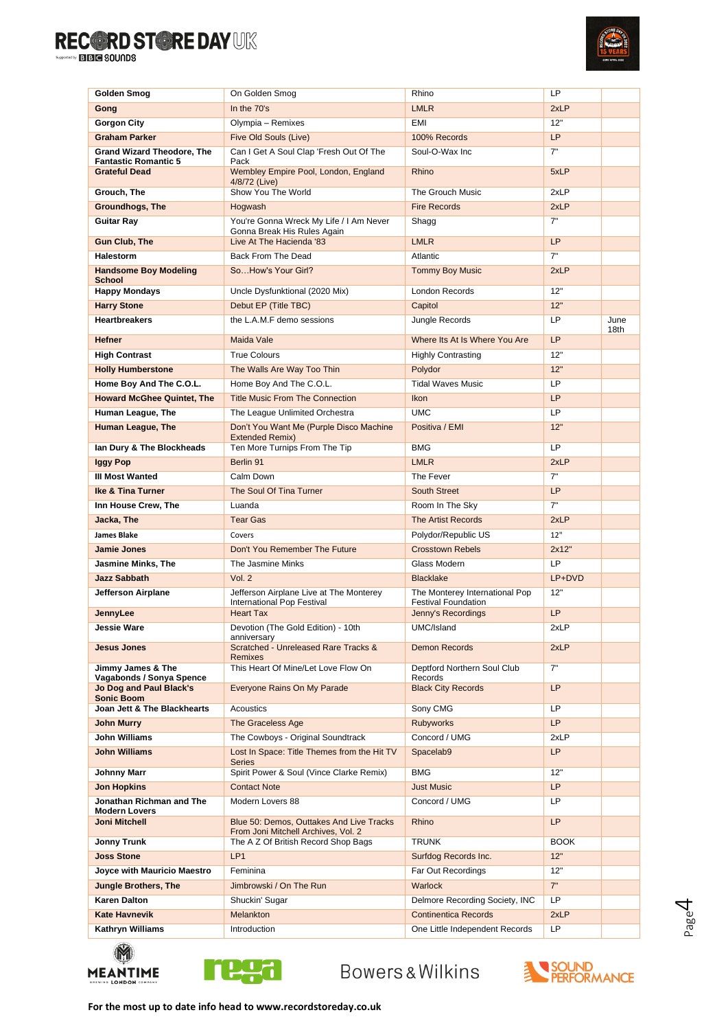| | | | | |
|---|---|---|---|---|
| **Golden Smog** | On Golden Smog | Rhino | LP | |
| **Gong** | In the 70's | LMLR | 2xLP | |
| **Gorgon City** | Olympia – Remixes | EMI | 12" | |
| **Graham Parker** | Five Old Souls (Live) | 100% Records | LP | |
| **Grand Wizard Theodore, The Fantastic Romantic 5** | Can I Get A Soul Clap 'Fresh Out Of The Pack | Soul-O-Wax Inc | 7" | |
| **Grateful Dead** | Wembley Empire Pool, London, England 4/8/72 (Live) | Rhino | 5xLP | |
| **Grouch, The** | Show You The World | The Grouch Music | 2xLP | |
| **Groundhogs, The** | Hogwash | Fire Records | 2xLP | |
| **Guitar Ray** | You're Gonna Wreck My Life / I Am Never Gonna Break His Rules Again | Shagg | 7" | |
| **Gun Club, The** | Live At The Hacienda '83 | LMLR | LP | |
| **Halestorm** | Back From The Dead | Atlantic | 7" | |
| **Handsome Boy Modeling School** | So…How's Your Girl? | Tommy Boy Music | 2xLP | |
| **Happy Mondays** | Uncle Dysfunktional (2020 Mix) | London Records | 12" | |
| **Harry Stone** | Debut EP (Title TBC) | Capitol | 12" | |
| **Heartbreakers** | the L.A.M.F demo sessions | Jungle Records | LP | June 18th |
| **Hefner** | Maida Vale | Where Its At Is Where You Are | LP | |
| **High Contrast** | True Colours | Highly Contrasting | 12" | |
| **Holly Humberstone** | The Walls Are Way Too Thin | Polydor | 12" | |
| **Home Boy And The C.O.L.** | Home Boy And The C.O.L. | Tidal Waves Music | LP | |
| **Howard McGhee Quintet, The** | Title Music From The Connection | Ikon | LP | |
| **Human League, The** | The League Unlimited Orchestra | UMC | LP | |
| **Human League, The** | Don't You Want Me (Purple Disco Machine Extended Remix) | Positiva / EMI | 12" | |
| **Ian Dury & The Blockheads** | Ten More Turnips From The Tip | BMG | LP | |
| **Iggy Pop** | Berlin 91 | LMLR | 2xLP | |
| **Ill Most Wanted** | Calm Down | The Fever | 7" | |
| **Ike & Tina Turner** | The Soul Of Tina Turner | South Street | LP | |
| **Inn House Crew, The** | Luanda | Room In The Sky | 7" | |
| **Jacka, The** | Tear Gas | The Artist Records | 2xLP | |
| **James Blake** | Covers | Polydor/Republic US | 12" | |
| **Jamie Jones** | Don't You Remember The Future | Crosstown Rebels | 2x12" | |
| **Jasmine Minks, The** | The Jasmine Minks | Glass Modern | LP | |
| **Jazz Sabbath** | Vol. 2 | Blacklake | LP+DVD | |
| **Jefferson Airplane** | Jefferson Airplane Live at The Monterey International Pop Festival | The Monterey International Pop Festival Foundation | 12" | |
| **JennyLee** | Heart Tax | Jenny's Recordings | LP | |
| **Jessie Ware** | Devotion (The Gold Edition) - 10th anniversary | UMC/Island | 2xLP | |
| **Jesus Jones** | Scratched - Unreleased Rare Tracks & Remixes | Demon Records | 2xLP | |
| **Jimmy James & The Vagabonds / Sonya Spence** | This Heart Of Mine/Let Love Flow On | Deptford Northern Soul Club Records | 7" | |
| **Jo Dog and Paul Black's Sonic Boom** | Everyone Rains On My Parade | Black City Records | LP | |
| **Joan Jett & The Blackhearts** | Acoustics | Sony CMG | LP | |
| **John Murry** | The Graceless Age | Rubyworks | LP | |
| **John Williams** | The Cowboys - Original Soundtrack | Concord / UMG | 2xLP | |
| **John Williams** | Lost In Space: Title Themes from the Hit TV Series | Spacelab9 | LP | |
| **Johnny Marr** | Spirit Power & Soul (Vince Clarke Remix) | BMG | 12" | |
| **Jon Hopkins** | Contact Note | Just Music | LP | |
| **Jonathan Richman and The Modern Lovers** | Modern Lovers 88 | Concord / UMG | LP | |
| **Joni Mitchell** | Blue 50: Demos, Outtakes And Live Tracks From Joni Mitchell Archives, Vol. 2 | Rhino | LP | |
| **Jonny Trunk** | The A Z Of British Record Shop Bags | TRUNK | BOOK | |
| **Joss Stone** | LP1 | Surfdog Records Inc. | 12" | |
| **Joyce with Mauricio Maestro** | Feminina | Far Out Recordings | 12" | |
| **Jungle Brothers, The** | Jimbrowski / On The Run | Warlock | 7" | |
| **Karen Dalton** | Shuckin' Sugar | Delmore Recording Society, INC | LP | |
| **Kate Havnevik** | Melankton | Continentica Records | 2xLP | |
| **Kathryn Williams** | Introduction | One Little Independent Records | LP | |

**For the most up to date info head to www.recordstoreday.co.uk**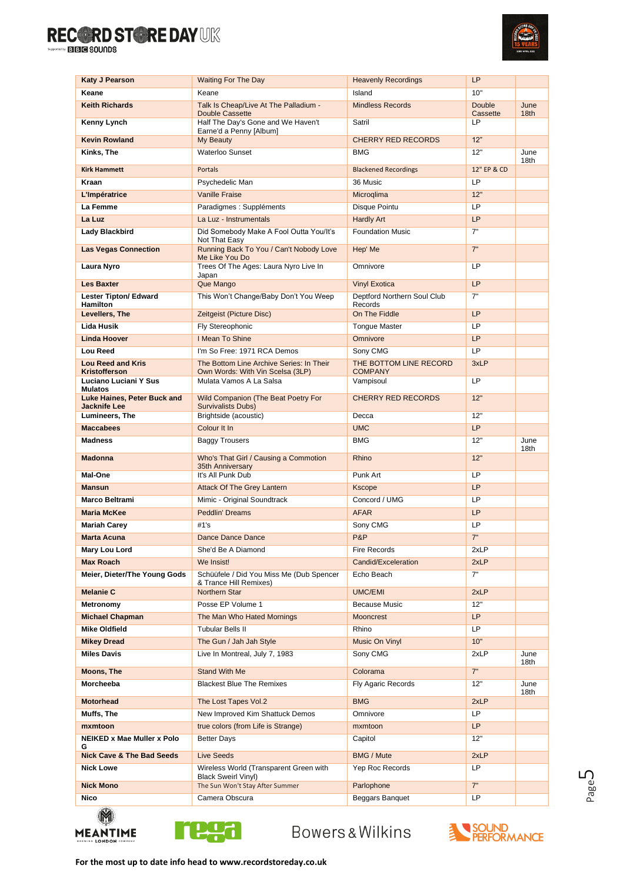| Katy J Pearson | Waiting For The Day | Heavenly Recordings | LP | |
|---|---|---|---|---|
| Keane | Keane | Island | 10" | |
| Keith Richards | Talk Is Cheap/Live At The Palladium - Double Cassette | Mindless Records | Double Cassette | June 18th |
| Kenny Lynch | Half The Day's Gone and We Haven't Earne'd a Penny [Album] | Satril | LP | |
| Kevin Rowland | My Beauty | CHERRY RED RECORDS | 12" | |
| Kinks, The | Waterloo Sunset | BMG | 12" | June 18th |
| Kirk Hammett | Portals | Blackened Recordings | 12" EP & CD | |
| Kraan | Psychedelic Man | 36 Music | LP | |
| L'Impératrice | Vanille Fraise | Microqlima | 12" | |
| La Femme | Paradigmes : Suppléments | Disque Pointu | LP | |
| La Luz | La Luz - Instrumentals | Hardly Art | LP | |
| Lady Blackbird | Did Somebody Make A Fool Outta You/It's Not That Easy | Foundation Music | 7" | |
| Las Vegas Connection | Running Back To You / Can't Nobody Love Me Like You Do | Hep' Me | 7" | |
| Laura Nyro | Trees Of The Ages: Laura Nyro Live In Japan | Omnivore | LP | |
| Les Baxter | Que Mango | Vinyl Exotica | LP | |
| Lester Tipton/ Edward Hamilton | This Won't Change/Baby Don't You Weep | Deptford Northern Soul Club Records | 7" | |
| Levellers, The | Zeitgeist (Picture Disc) | On The Fiddle | LP | |
| Lida Husik | Fly Stereophonic | Tongue Master | LP | |
| Linda Hoover | I Mean To Shine | Omnivore | LP | |
| Lou Reed | I'm So Free: 1971 RCA Demos | Sony CMG | LP | |
| Lou Reed and Kris Kristofferson | The Bottom Line Archive Series: In Their Own Words: With Vin Scelsa (3LP) | THE BOTTOM LINE RECORD COMPANY | 3xLP | |
| Luciano Luciani Y Sus Mulatos | Mulata Vamos A La Salsa | Vampisoul | LP | |
| Luke Haines, Peter Buck and Jacknife Lee | Wild Companion (The Beat Poetry For Survivalists Dubs) | CHERRY RED RECORDS | 12" | |
| Lumineers, The | Brightside (acoustic) | Decca | 12" | |
| Maccabees | Colour It In | UMC | LP | |
| Madness | Baggy Trousers | BMG | 12" | June 18th |
| Madonna | Who's That Girl / Causing a Commotion 35th Anniversary | Rhino | 12" | |
| Mal-One | It's All Punk Dub | Punk Art | LP | |
| Mansun | Attack Of The Grey Lantern | Kscope | LP | |
| Marco Beltrami | Mimic - Original Soundtrack | Concord / UMG | LP | |
| Maria McKee | Peddlin' Dreams | AFAR | LP | |
| Mariah Carey | #1's | Sony CMG | LP | |
| Marta Acuna | Dance Dance Dance | P&P | 7" | |
| Mary Lou Lord | She'd Be A Diamond | Fire Records | 2xLP | |
| Max Roach | We Insist! | Candid/Exceleration | 2xLP | |
| Meier, Dieter/The Young Gods | Schüüfele / Did You Miss Me (Dub Spencer & Trance Hill Remixes) | Echo Beach | 7" | |
| Melanie C | Northern Star | UMC/EMI | 2xLP | |
| Metronomy | Posse EP Volume 1 | Because Music | 12" | |
| Michael Chapman | The Man Who Hated Mornings | Mooncrest | LP | |
| Mike Oldfield | Tubular Bells II | Rhino | LP | |
| Mikey Dread | The Gun / Jah Jah Style | Music On Vinyl | 10" | |
| Miles Davis | Live In Montreal, July 7, 1983 | Sony CMG | 2xLP | June 18th |
| Moons, The | Stand With Me | Colorama | 7" | |
| Morcheeba | Blackest Blue The Remixes | Fly Agaric Records | 12" | June 18th |
| Motorhead | The Lost Tapes Vol.2 | BMG | 2xLP | |
| Muffs, The | New Improved Kim Shattuck Demos | Omnivore | LP | |
| mxmtoon | true colors (from Life is Strange) | mxmtoon | LP | |
| NEIKED x Mae Muller x Polo G | Better Days | Capitol | 12" | |
| Nick Cave & The Bad Seeds | Live Seeds | BMG / Mute | 2xLP | |
| Nick Lowe | Wireless World (Transparent Green with Black Sweirl Vinyl) | Yep Roc Records | LP | |
| Nick Mono | The Sun Won't Stay After Summer | Parlophone | 7" | |
| Nico | Camera Obscura | Beggars Banquet | LP | |

For the most up to date info head to www.recordstoreday.co.uk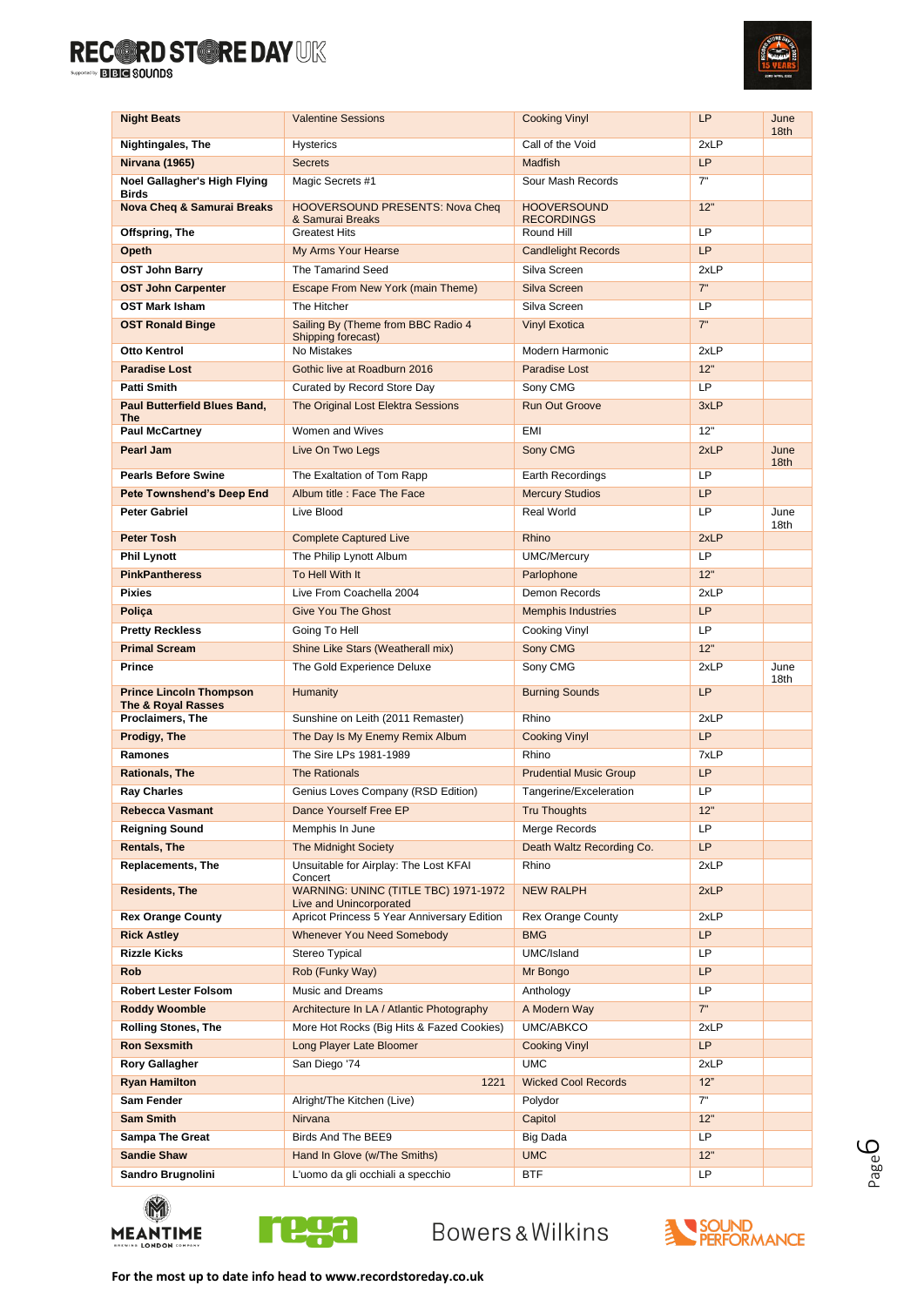| Night Beats | Valentine Sessions | Cooking Vinyl | LP | June 18th |
|---|---|---|---|---|
| Nightingales, The | Hysterics | Call of the Void | 2xLP | |
| Nirvana (1965) | Secrets | Madfish | LP | |
| Noel Gallagher's High Flying Birds | Magic Secrets #1 | Sour Mash Records | 7" | |
| Nova Cheq & Samurai Breaks | HOOVERSOUND PRESENTS: Nova Cheq & Samurai Breaks | HOOVERSOUND RECORDINGS | 12" | |
| Offspring, The | Greatest Hits | Round Hill | LP | |
| Opeth | My Arms Your Hearse | Candlelight Records | LP | |
| OST John Barry | The Tamarind Seed | Silva Screen | 2xLP | |
| OST John Carpenter | Escape From New York (main Theme) | Silva Screen | 7" | |
| OST Mark Isham | The Hitcher | Silva Screen | LP | |
| OST Ronald Binge | Sailing By (Theme from BBC Radio 4 Shipping forecast) | Vinyl Exotica | 7" | |
| Otto Kentrol | No Mistakes | Modern Harmonic | 2xLP | |
| Paradise Lost | Gothic live at Roadburn 2016 | Paradise Lost | 12" | |
| Patti Smith | Curated by Record Store Day | Sony CMG | LP | |
| Paul Butterfield Blues Band, The | The Original Lost Elektra Sessions | Run Out Groove | 3xLP | |
| Paul McCartney | Women and Wives | EMI | 12" | |
| Pearl Jam | Live On Two Legs | Sony CMG | 2xLP | June 18th |
| Pearls Before Swine | The Exaltation of Tom Rapp | Earth Recordings | LP | |
| Pete Townshend's Deep End | Album title : Face The Face | Mercury Studios | LP | |
| Peter Gabriel | Live Blood | Real World | LP | June 18th |
| Peter Tosh | Complete Captured Live | Rhino | 2xLP | |
| Phil Lynott | The Philip Lynott Album | UMC/Mercury | LP | |
| PinkPantheress | To Hell With It | Parlophone | 12" | |
| Pixies | Live From Coachella 2004 | Demon Records | 2xLP | |
| Poliça | Give You The Ghost | Memphis Industries | LP | |
| Pretty Reckless | Going To Hell | Cooking Vinyl | LP | |
| Primal Scream | Shine Like Stars (Weatherall mix) | Sony CMG | 12" | |
| Prince | The Gold Experience Deluxe | Sony CMG | 2xLP | June 18th |
| Prince Lincoln Thompson The & Royal Rasses | Humanity | Burning Sounds | LP | |
| Proclaimers, The | Sunshine on Leith (2011 Remaster) | Rhino | 2xLP | |
| Prodigy, The | The Day Is My Enemy Remix Album | Cooking Vinyl | LP | |
| Ramones | The Sire LPs 1981-1989 | Rhino | 7xLP | |
| Rationals, The | The Rationals | Prudential Music Group | LP | |
| Ray Charles | Genius Loves Company (RSD Edition) | Tangerine/Exceleration | LP | |
| Rebecca Vasmant | Dance Yourself Free EP | Tru Thoughts | 12" | |
| Reigning Sound | Memphis In June | Merge Records | LP | |
| Rentals, The | The Midnight Society | Death Waltz Recording Co. | LP | |
| Replacements, The | Unsuitable for Airplay: The Lost KFAI Concert | Rhino | 2xLP | |
| Residents, The | WARNING: UNINC (TITLE TBC) 1971-1972 Live and Unincorporated | NEW RALPH | 2xLP | |
| Rex Orange County | Apricot Princess 5 Year Anniversary Edition | Rex Orange County | 2xLP | |
| Rick Astley | Whenever You Need Somebody | BMG | LP | |
| Rizzle Kicks | Stereo Typical | UMC/Island | LP | |
| Rob | Rob (Funky Way) | Mr Bongo | LP | |
| Robert Lester Folsom | Music and Dreams | Anthology | LP | |
| Roddy Woomble | Architecture In LA / Atlantic Photography | A Modern Way | 7" | |
| Rolling Stones, The | More Hot Rocks (Big Hits & Fazed Cookies) | UMC/ABKCO | 2xLP | |
| Ron Sexsmith | Long Player Late Bloomer | Cooking Vinyl | LP | |
| Rory Gallagher | San Diego '74 | UMC | 2xLP | |
| Ryan Hamilton | 1221 | Wicked Cool Records | 12" | |
| Sam Fender | Alright/The Kitchen (Live) | Polydor | 7" | |
| Sam Smith | Nirvana | Capitol | 12" | |
| Sampa The Great | Birds And The BEE9 | Big Dada | LP | |
| Sandie Shaw | Hand In Glove (w/The Smiths) | UMC | 12" | |
| Sandro Brugnolini | L'uomo da gli occhiali a specchio | BTF | LP | |

**For the most up to date info head to www.recordstoreday.co.uk**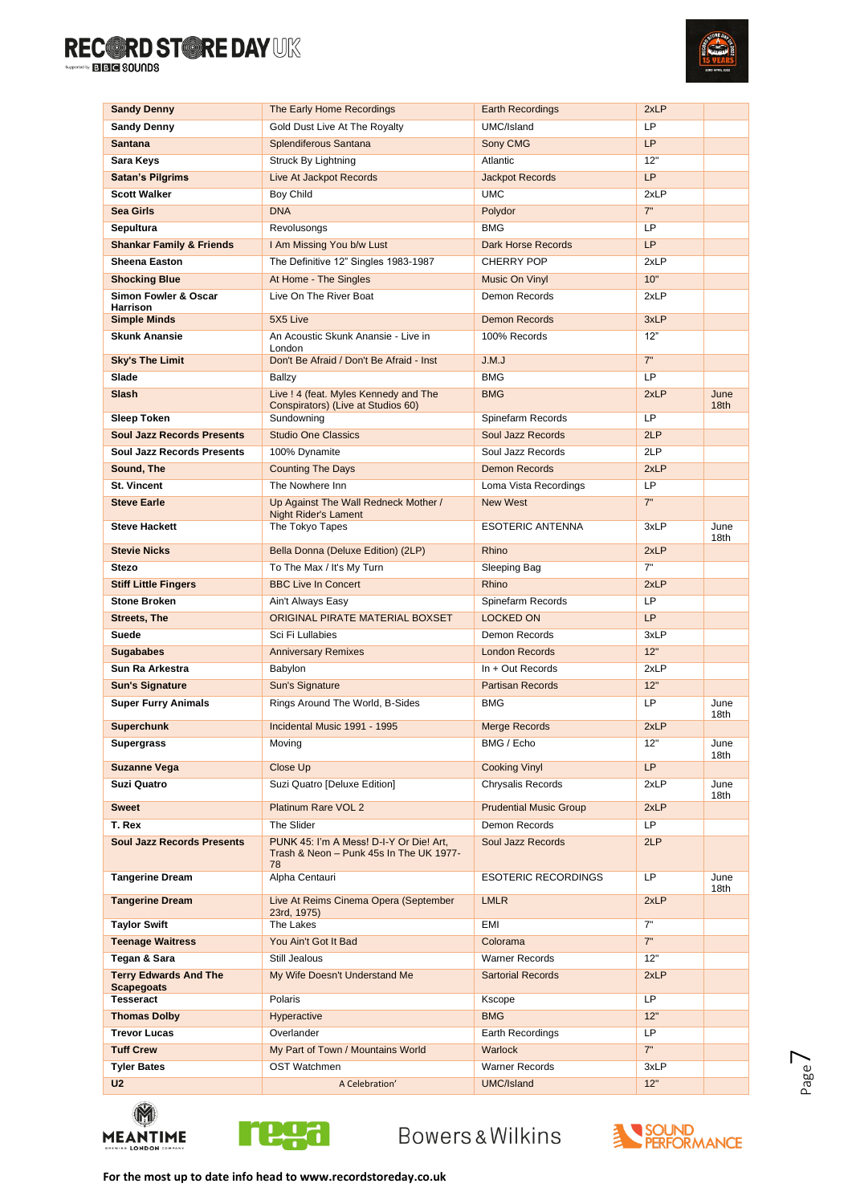| Sandy Denny | The Early Home Recordings | Earth Recordings | 2xLP | |
|---|---|---|---|---|
| **Sandy Denny** | Gold Dust Live At The Royalty | UMC/Island | LP | |
| **Santana** | Splendiferous Santana | Sony CMG | LP | |
| **Sara Keys** | Struck By Lightning | Atlantic | 12" | |
| **Satan's Pilgrims** | Live At Jackpot Records | Jackpot Records | LP | |
| **Scott Walker** | Boy Child | UMC | 2xLP | |
| **Sea Girls** | DNA | Polydor | 7" | |
| **Sepultura** | Revolusongs | BMG | LP | |
| **Shankar Family & Friends** | I Am Missing You b/w Lust | Dark Horse Records | LP | |
| **Sheena Easton** | The Definitive 12" Singles 1983-1987 | CHERRY POP | 2xLP | |
| **Shocking Blue** | At Home - The Singles | Music On Vinyl | 10" | |
| **Simon Fowler & Oscar Harrison** | Live On The River Boat | Demon Records | 2xLP | |
| **Simple Minds** | 5X5 Live | Demon Records | 3xLP | |
| **Skunk Anansie** | An Acoustic Skunk Anansie - Live in London | 100% Records | 12" | |
| **Sky's The Limit** | Don't Be Afraid / Don't Be Afraid - Inst | J.M.J | 7" | |
| **Slade** | Ballzy | BMG | LP | |
| **Slash** | Live ! 4 (feat. Myles Kennedy and The Conspirators) (Live at Studios 60) | BMG | 2xLP | June 18th |
| **Sleep Token** | Sundowning | Spinefarm Records | LP | |
| **Soul Jazz Records Presents** | Studio One Classics | Soul Jazz Records | 2LP | |
| **Soul Jazz Records Presents** | 100% Dynamite | Soul Jazz Records | 2LP | |
| **Sound, The** | Counting The Days | Demon Records | 2xLP | |
| **St. Vincent** | The Nowhere Inn | Loma Vista Recordings | LP | |
| **Steve Earle** | Up Against The Wall Redneck Mother / Night Rider's Lament | New West | 7" | |
| **Steve Hackett** | The Tokyo Tapes | ESOTERIC ANTENNA | 3xLP | June 18th |
| **Stevie Nicks** | Bella Donna (Deluxe Edition) (2LP) | Rhino | 2xLP | |
| **Stezo** | To The Max / It's My Turn | Sleeping Bag | 7" | |
| **Stiff Little Fingers** | BBC Live In Concert | Rhino | 2xLP | |
| **Stone Broken** | Ain't Always Easy | Spinefarm Records | LP | |
| **Streets, The** | ORIGINAL PIRATE MATERIAL BOXSET | LOCKED ON | LP | |
| **Suede** | Sci Fi Lullabies | Demon Records | 3xLP | |
| **Sugababes** | Anniversary Remixes | London Records | 12" | |
| **Sun Ra Arkestra** | Babylon | In + Out Records | 2xLP | |
| **Sun's Signature** | Sun's Signature | Partisan Records | 12" | |
| **Super Furry Animals** | Rings Around The World, B-Sides | BMG | LP | June 18th |
| **Superchunk** | Incidental Music 1991 - 1995 | Merge Records | 2xLP | |
| **Supergrass** | Moving | BMG / Echo | 12" | June 18th |
| **Suzanne Vega** | Close Up | Cooking Vinyl | LP | |
| **Suzi Quatro** | Suzi Quatro [Deluxe Edition] | Chrysalis Records | 2xLP | June 18th |
| **Sweet** | Platinum Rare VOL 2 | Prudential Music Group | 2xLP | |
| **T. Rex** | The Slider | Demon Records | LP | |
| **Soul Jazz Records Presents** | PUNK 45: I'm A Mess! D-I-Y Or Die! Art, Trash & Neon – Punk 45s In The UK 1977-78 | Soul Jazz Records | 2LP | |
| **Tangerine Dream** | Alpha Centauri | ESOTERIC RECORDINGS | LP | June 18th |
| **Tangerine Dream** | Live At Reims Cinema Opera (September 23rd, 1975) | LMLR | 2xLP | |
| **Taylor Swift** | The Lakes | EMI | 7" | |
| **Teenage Waitress** | You Ain't Got It Bad | Colorama | 7" | |
| **Tegan & Sara** | Still Jealous | Warner Records | 12" | |
| **Terry Edwards And The Scapegoats** | My Wife Doesn't Understand Me | Sartorial Records | 2xLP | |
| **Tesseract** | Polaris | Kscope | LP | |
| **Thomas Dolby** | Hyperactive | BMG | 12" | |
| **Trevor Lucas** | Overlander | Earth Recordings | LP | |
| **Tuff Crew** | My Part of Town / Mountains World | Warlock | 7" | |
| **Tyler Bates** | OST Watchmen | Warner Records | 3xLP | |
| **U2** | A Celebration' | UMC/Island | 12" | |

**For the most up to date info head to www.recordstoreday.co.uk**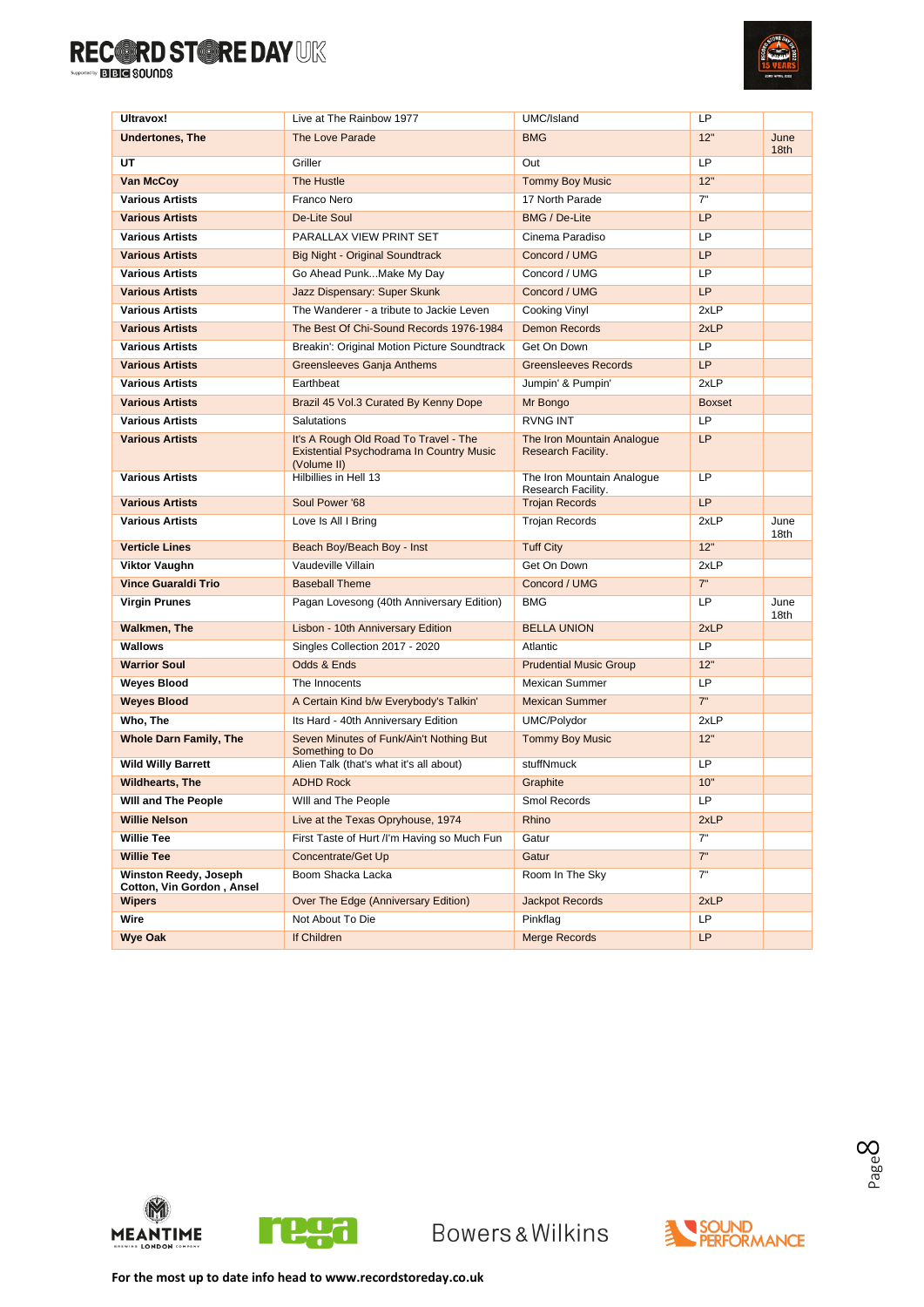| | | | | |
|---|---|---|---|---|
| **Ultravox!** | Live at The Rainbow 1977 | UMC/Island | LP | |
| **Undertones, The** | The Love Parade | BMG | 12" | June 18th |
| **UT** | Griller | Out | LP | |
| **Van McCoy** | The Hustle | Tommy Boy Music | 12" | |
| **Various Artists** | Franco Nero | 17 North Parade | 7" | |
| **Various Artists** | De-Lite Soul | BMG / De-Lite | LP | |
| **Various Artists** | PARALLAX VIEW PRINT SET | Cinema Paradiso | LP | |
| **Various Artists** | Big Night - Original Soundtrack | Concord / UMG | LP | |
| **Various Artists** | Go Ahead Punk...Make My Day | Concord / UMG | LP | |
| **Various Artists** | Jazz Dispensary: Super Skunk | Concord / UMG | LP | |
| **Various Artists** | The Wanderer - a tribute to Jackie Leven | Cooking Vinyl | 2xLP | |
| **Various Artists** | The Best Of Chi-Sound Records 1976-1984 | Demon Records | 2xLP | |
| **Various Artists** | Breakin': Original Motion Picture Soundtrack | Get On Down | LP | |
| **Various Artists** | Greensleeves Ganja Anthems | Greensleeves Records | LP | |
| **Various Artists** | Earthbeat | Jumpin' & Pumpin' | 2xLP | |
| **Various Artists** | Brazil 45 Vol.3 Curated By Kenny Dope | Mr Bongo | Boxset | |
| **Various Artists** | Salutations | RVNG INT | LP | |
| **Various Artists** | It's A Rough Old Road To Travel - The Existential Psychodrama In Country Music (Volume II) | The Iron Mountain Analogue Research Facility. | LP | |
| **Various Artists** | Hilbillies in Hell 13 | The Iron Mountain Analogue Research Facility. | LP | |
| **Various Artists** | Soul Power '68 | Trojan Records | LP | |
| **Various Artists** | Love Is All I Bring | Trojan Records | 2xLP | June 18th |
| **Verticle Lines** | Beach Boy/Beach Boy - Inst | Tuff City | 12" | |
| **Viktor Vaughn** | Vaudeville Villain | Get On Down | 2xLP | |
| **Vince Guaraldi Trio** | Baseball Theme | Concord / UMG | 7" | |
| **Virgin Prunes** | Pagan Lovesong (40th Anniversary Edition) | BMG | LP | June 18th |
| **Walkmen, The** | Lisbon - 10th Anniversary Edition | BELLA UNION | 2xLP | |
| **Wallows** | Singles Collection 2017 - 2020 | Atlantic | LP | |
| **Warrior Soul** | Odds & Ends | Prudential Music Group | 12" | |
| **Weyes Blood** | The Innocents | Mexican Summer | LP | |
| **Weyes Blood** | A Certain Kind b/w Everybody's Talkin' | Mexican Summer | 7" | |
| **Who, The** | Its Hard - 40th Anniversary Edition | UMC/Polydor | 2xLP | |
| **Whole Darn Family, The** | Seven Minutes of Funk/Ain't Nothing But Something to Do | Tommy Boy Music | 12" | |
| **Wild Willy Barrett** | Alien Talk (that's what it's all about) | stuffNmuck | LP | |
| **Wildhearts, The** | ADHD Rock | Graphite | 10" | |
| **WIll and The People** | WIll and The People | Smol Records | LP | |
| **Willie Nelson** | Live at the Texas Opryhouse, 1974 | Rhino | 2xLP | |
| **Willie Tee** | First Taste of Hurt /I'm Having so Much Fun | Gatur | 7" | |
| **Willie Tee** | Concentrate/Get Up | Gatur | 7" | |
| **Winston Reedy, Joseph Cotton, Vin Gordon , Ansel** | Boom Shacka Lacka | Room In The Sky | 7" | |
| **Wipers** | Over The Edge (Anniversary Edition) | Jackpot Records | 2xLP | |
| **Wire** | Not About To Die | Pinkflag | LP | |
| **Wye Oak** | If Children | Merge Records | LP | |

**For the most up to date info head to www.recordstoreday.co.uk**